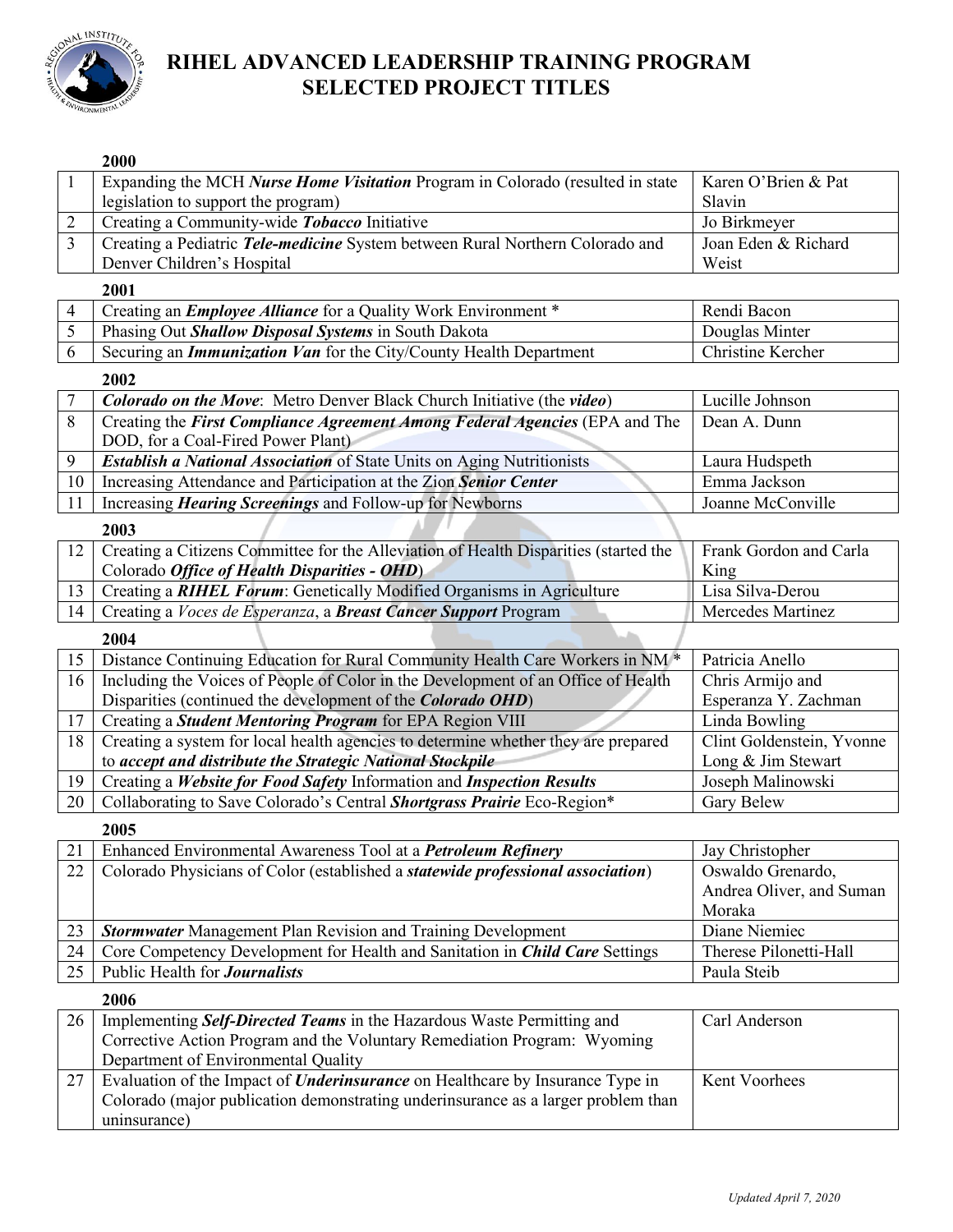# RIHEL ADVANCED LEADERSHIP TRAINING PROGRAM
# SELECTED PROJECT TITLES

**2000**

| | | |
|---|---|---|
| 1 | Expanding the MCH ***Nurse Home Visitation*** Program in Colorado (resulted in state legislation to support the program) | Karen O'Brien & Pat Slavin |
| 2 | Creating a Community-wide ***Tobacco*** Initiative | Jo Birkmeyer |
| 3 | Creating a Pediatric ***Tele-medicine*** System between Rural Northern Colorado and Denver Children's Hospital | Joan Eden & Richard Weist |

**2001**

| | | |
|---|---|---|
| 4 | Creating an ***Employee Alliance*** for a Quality Work Environment * | Rendi Bacon |
| 5 | Phasing Out ***Shallow Disposal Systems*** in South Dakota | Douglas Minter |
| 6 | Securing an ***Immunization Van*** for the City/County Health Department | Christine Kercher |

**2002**

| | | |
|---|---|---|
| 7 | ***Colorado on the Move***: Metro Denver Black Church Initiative (the ***video***) | Lucille Johnson |
| 8 | Creating the ***First Compliance Agreement Among Federal Agencies*** (EPA and The DOD, for a Coal-Fired Power Plant) | Dean A. Dunn |
| 9 | ***Establish a National Association*** of State Units on Aging Nutritionists | Laura Hudspeth |
| 10 | Increasing Attendance and Participation at the Zion ***Senior Center*** | Emma Jackson |
| 11 | Increasing ***Hearing Screenings*** and Follow-up for Newborns | Joanne McConville |

**2003**

| | | |
|---|---|---|
| 12 | Creating a Citizens Committee for the Alleviation of Health Disparities (started the Colorado ***Office of Health Disparities - OHD***) | Frank Gordon and Carla King |
| 13 | Creating a ***RIHEL Forum***: Genetically Modified Organisms in Agriculture | Lisa Silva-Derou |
| 14 | Creating a *Voces de Esperanza*, a ***Breast Cancer Support*** Program | Mercedes Martinez |

**2004**

| | | |
|---|---|---|
| 15 | Distance Continuing Education for Rural Community Health Care Workers in NM * | Patricia Anello |
| 16 | Including the Voices of People of Color in the Development of an Office of Health Disparities (continued the development of the ***Colorado OHD***) | Chris Armijo and Esperanza Y. Zachman |
| 17 | Creating a ***Student Mentoring Program*** for EPA Region VIII | Linda Bowling |
| 18 | Creating a system for local health agencies to determine whether they are prepared to ***accept and distribute the Strategic National Stockpile*** | Clint Goldenstein, Yvonne Long & Jim Stewart |
| 19 | Creating a ***Website for Food Safety*** Information and ***Inspection Results*** | Joseph Malinowski |
| 20 | Collaborating to Save Colorado's Central ***Shortgrass Prairie*** Eco-Region* | Gary Belew |

**2005**

| | | |
|---|---|---|
| 21 | Enhanced Environmental Awareness Tool at a ***Petroleum Refinery*** | Jay Christopher |
| 22 | Colorado Physicians of Color (established a ***statewide professional association***) | Oswaldo Grenardo, Andrea Oliver, and Suman Moraka |
| 23 | ***Stormwater*** Management Plan Revision and Training Development | Diane Niemiec |
| 24 | Core Competency Development for Health and Sanitation in ***Child Care*** Settings | Therese Pilonetti-Hall |
| 25 | Public Health for ***Journalists*** | Paula Steib |

**2006**

| | | |
|---|---|---|
| 26 | Implementing ***Self-Directed Teams*** in the Hazardous Waste Permitting and Corrective Action Program and the Voluntary Remediation Program: Wyoming Department of Environmental Quality | Carl Anderson |
| 27 | Evaluation of the Impact of ***Underinsurance*** on Healthcare by Insurance Type in Colorado (major publication demonstrating underinsurance as a larger problem than uninsurance) | Kent Voorhees |

*Updated April 7, 2020*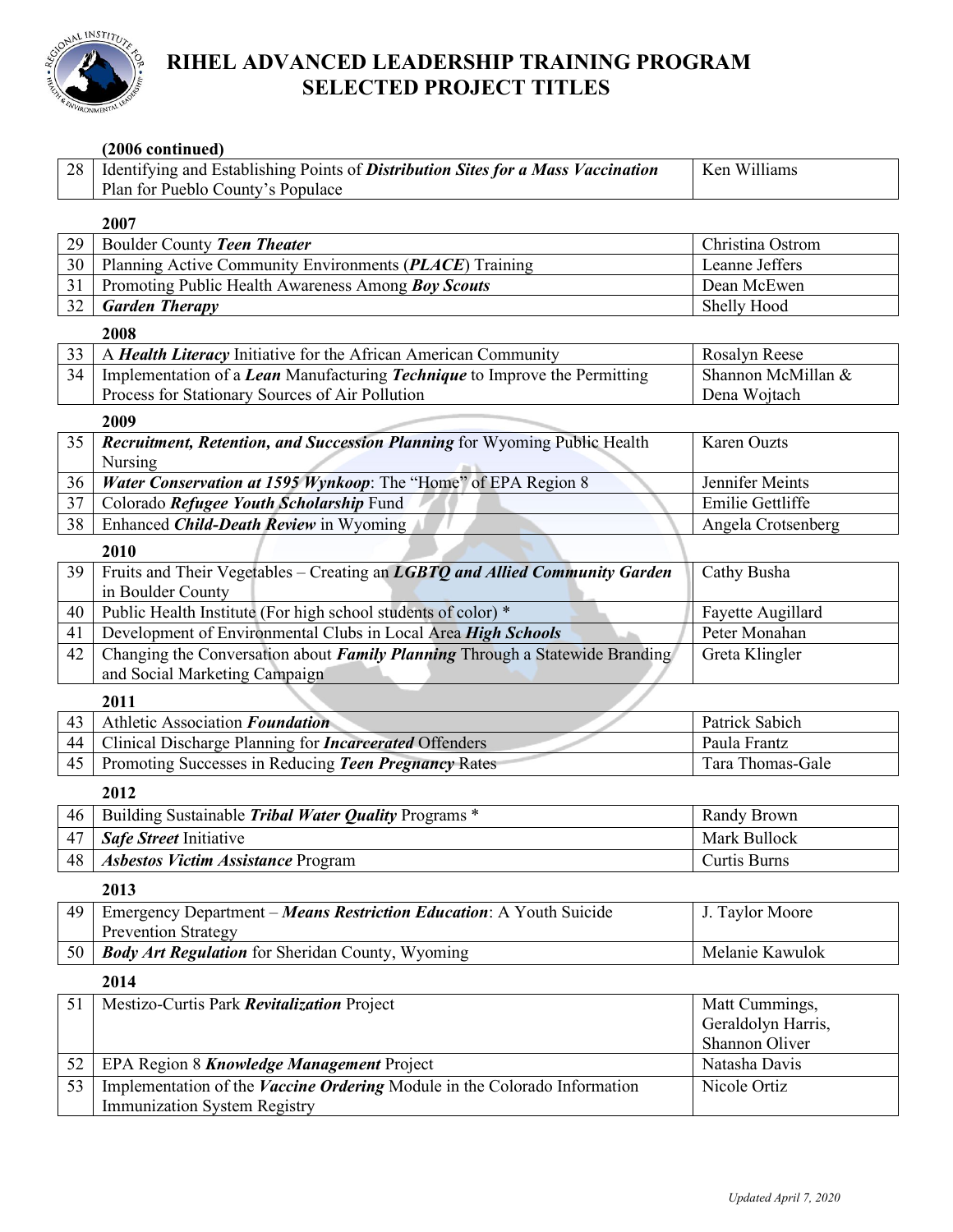# RIHEL ADVANCED LEADERSHIP TRAINING PROGRAM SELECTED PROJECT TITLES

**(2006 continued)**

| # | Project Title | Participant(s) |
|---|---|---|
| 28 | Identifying and Establishing Points of ***Distribution Sites for a Mass Vaccination*** Plan for Pueblo County's Populace | Ken Williams |

**2007**

| # | Project Title | Participant(s) |
|---|---|---|
| 29 | Boulder County ***Teen Theater*** | Christina Ostrom |
| 30 | Planning Active Community Environments (***PLACE***) Training | Leanne Jeffers |
| 31 | Promoting Public Health Awareness Among ***Boy Scouts*** | Dean McEwen |
| 32 | ***Garden Therapy*** | Shelly Hood |

**2008**

| # | Project Title | Participant(s) |
|---|---|---|
| 33 | A ***Health Literacy*** Initiative for the African American Community | Rosalyn Reese |
| 34 | Implementation of a ***Lean*** Manufacturing ***Technique*** to Improve the Permitting Process for Stationary Sources of Air Pollution | Shannon McMillan & Dena Wojtach |

**2009**

| # | Project Title | Participant(s) |
|---|---|---|
| 35 | ***Recruitment, Retention, and Succession Planning*** for Wyoming Public Health Nursing | Karen Ouzts |
| 36 | ***Water Conservation at 1595 Wynkoop***: The "Home" of EPA Region 8 | Jennifer Meints |
| 37 | Colorado ***Refugee Youth Scholarship*** Fund | Emilie Gettliffe |
| 38 | Enhanced ***Child-Death Review*** in Wyoming | Angela Crotsenberg |

**2010**

| # | Project Title | Participant(s) |
|---|---|---|
| 39 | Fruits and Their Vegetables – Creating an ***LGBTQ and Allied Community Garden*** in Boulder County | Cathy Busha |
| 40 | Public Health Institute (For high school students of color) * | Fayette Augillard |
| 41 | Development of Environmental Clubs in Local Area ***High Schools*** | Peter Monahan |
| 42 | Changing the Conversation about ***Family Planning*** Through a Statewide Branding and Social Marketing Campaign | Greta Klingler |

**2011**

| # | Project Title | Participant(s) |
|---|---|---|
| 43 | Athletic Association ***Foundation*** | Patrick Sabich |
| 44 | Clinical Discharge Planning for ***Incarcerated*** Offenders | Paula Frantz |
| 45 | Promoting Successes in Reducing ***Teen Pregnancy*** Rates | Tara Thomas-Gale |

**2012**

| # | Project Title | Participant(s) |
|---|---|---|
| 46 | Building Sustainable ***Tribal Water Quality*** Programs * | Randy Brown |
| 47 | ***Safe Street*** Initiative | Mark Bullock |
| 48 | ***Asbestos Victim Assistance*** Program | Curtis Burns |

**2013**

| # | Project Title | Participant(s) |
|---|---|---|
| 49 | Emergency Department – ***Means Restriction Education***: A Youth Suicide Prevention Strategy | J. Taylor Moore |
| 50 | ***Body Art Regulation*** for Sheridan County, Wyoming | Melanie Kawulok |

**2014**

| # | Project Title | Participant(s) |
|---|---|---|
| 51 | Mestizo-Curtis Park ***Revitalization*** Project | Matt Cummings, Geraldolyn Harris, Shannon Oliver |
| 52 | EPA Region 8 ***Knowledge Management*** Project | Natasha Davis |
| 53 | Implementation of the ***Vaccine Ordering*** Module in the Colorado Information Immunization System Registry | Nicole Ortiz |

*Updated April 7, 2020*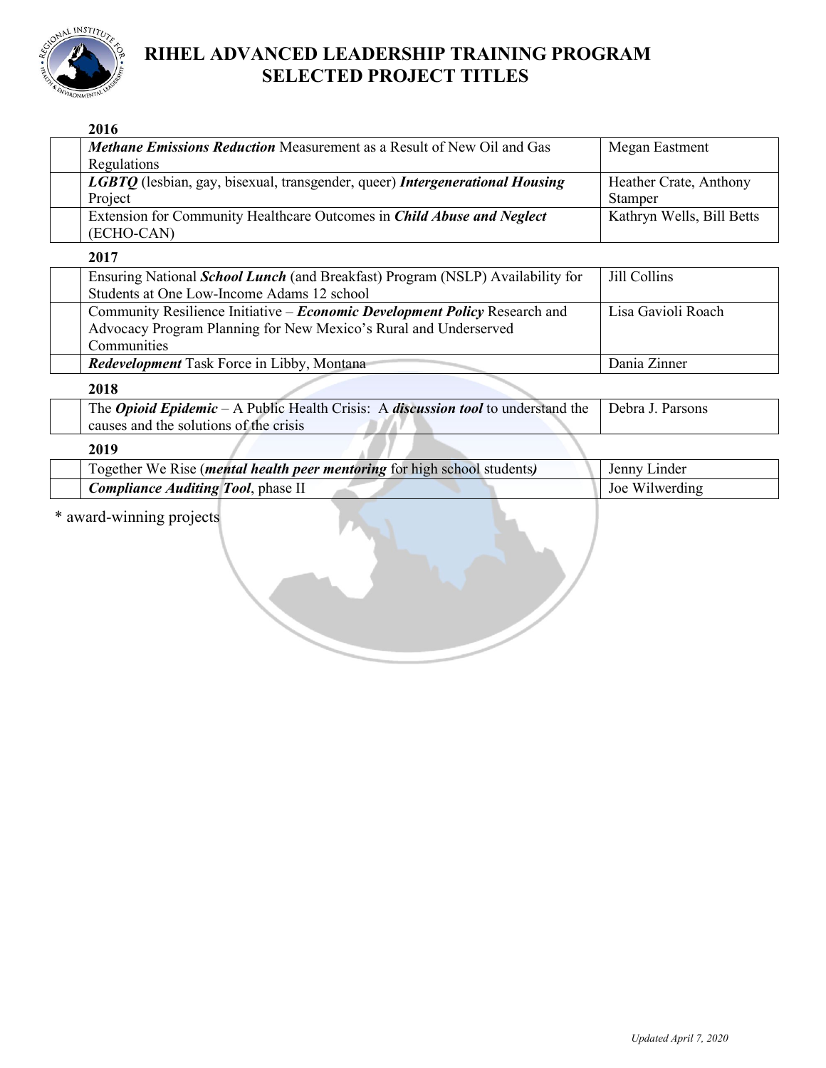# RIHEL ADVANCED LEADERSHIP TRAINING PROGRAM SELECTED PROJECT TITLES

**2016**

| | | |
|---|---|---|
| | ***Methane Emissions Reduction*** Measurement as a Result of New Oil and Gas Regulations | Megan Eastment |
| | ***LGBTQ*** (lesbian, gay, bisexual, transgender, queer) ***Intergenerational Housing*** Project | Heather Crate, Anthony Stamper |
| | Extension for Community Healthcare Outcomes in ***Child Abuse and Neglect*** (ECHO-CAN) | Kathryn Wells, Bill Betts |

**2017**

| | | |
|---|---|---|
| | Ensuring National ***School Lunch*** (and Breakfast) Program (NSLP) Availability for Students at One Low-Income Adams 12 school | Jill Collins |
| | Community Resilience Initiative – ***Economic Development Policy*** Research and Advocacy Program Planning for New Mexico's Rural and Underserved Communities | Lisa Gavioli Roach |
| | ***Redevelopment*** Task Force in Libby, Montana | Dania Zinner |

**2018**

| | | |
|---|---|---|
| | The ***Opioid Epidemic*** – A Public Health Crisis: A ***discussion tool*** to understand the causes and the solutions of the crisis | Debra J. Parsons |

**2019**

| | | |
|---|---|---|
| | Together We Rise (***mental health peer mentoring*** for high school students***)*** | Jenny Linder |
| | ***Compliance Auditing Tool***, phase II | Joe Wilwerding |

* award-winning projects

*Updated April 7, 2020*